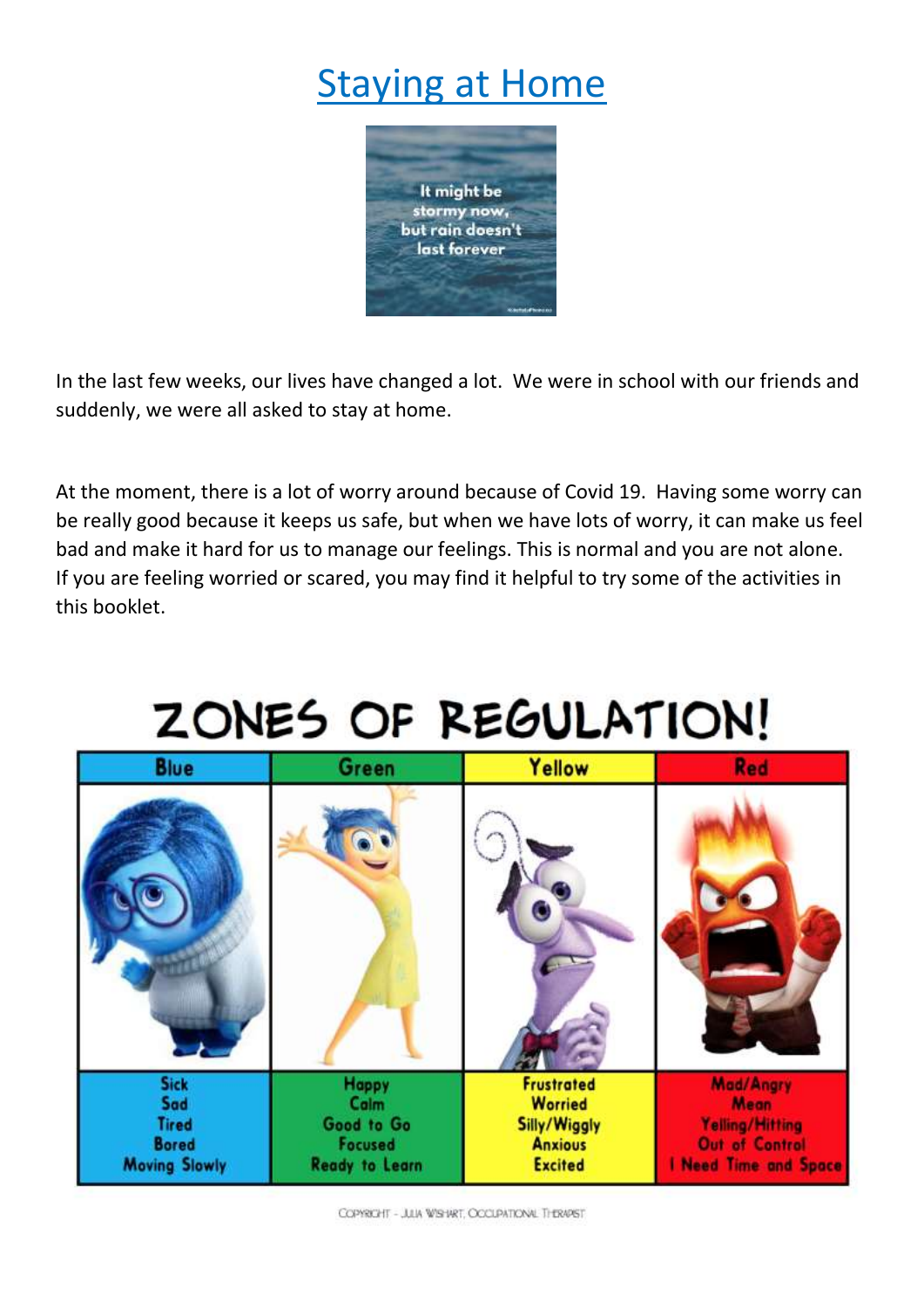# Staying at Home

It might be stormy now, but rain doesn't last forever

In the last few weeks, our lives have changed a lot. We were in school with our friends and suddenly, we were all asked to stay at home.

At the moment, there is a lot of worry around because of Covid 19. Having some worry can be really good because it keeps us safe, but when we have lots of worry, it can make us feel bad and make it hard for us to manage our feelings. This is normal and you are not alone. If you are feeling worried or scared, you may find it helpful to try some of the activities in this booklet.

## ZONES OF REGULATION!

| Blue | Green | Yellow | Red |
|---|---|---|---|
| Sick<br>Sad<br>Tired<br>Bored<br>Moving Slowly | Happy<br>Calm<br>Good to Go<br>Focused<br>Ready to Learn | Frustrated<br>Worried<br>Silly/Wiggly<br>Anxious<br>Excited | Mad/Angry<br>Mean<br>Yelling/Hitting<br>Out of Control<br>I Need Time and Space |

Copyright - Julia Wishart, Occupational Therapist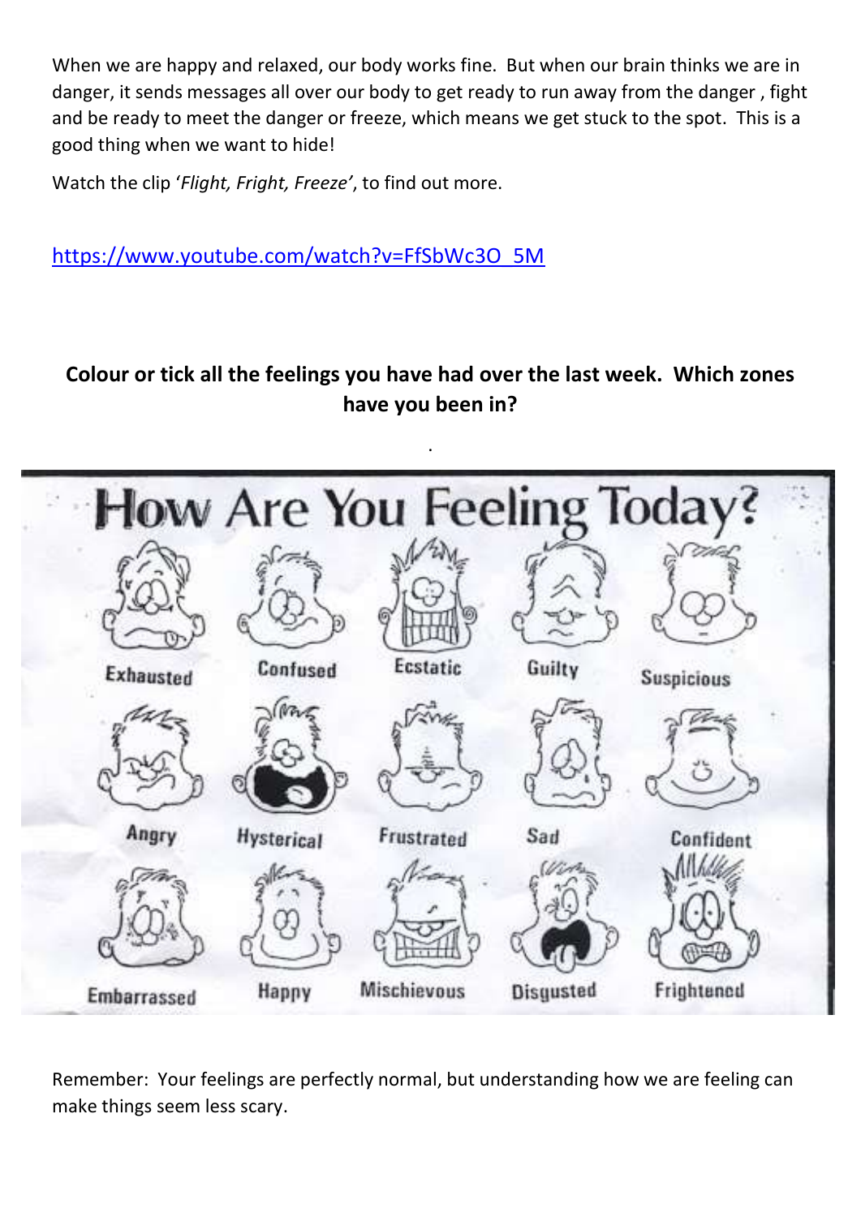When we are happy and relaxed, our body works fine. But when our brain thinks we are in danger, it sends messages all over our body to get ready to run away from the danger , fight and be ready to meet the danger or freeze, which means we get stuck to the spot. This is a good thing when we want to hide!

Watch the clip '*Flight, Fright, Freeze'*, to find out more.

https://www.youtube.com/watch?v=FfSbWc3O_5M

**Colour or tick all the feelings you have had over the last week. Which zones have you been in?**

# How Are You Feeling Today?

| | | | | |
|---|---|---|---|---|
| Exhausted | Confused | Ecstatic | Guilty | Suspicious |
| Angry | Hysterical | Frustrated | Sad | Confident |
| Embarrassed | Happy | Mischievous | Disgusted | Frightened |

Remember: Your feelings are perfectly normal, but understanding how we are feeling can make things seem less scary.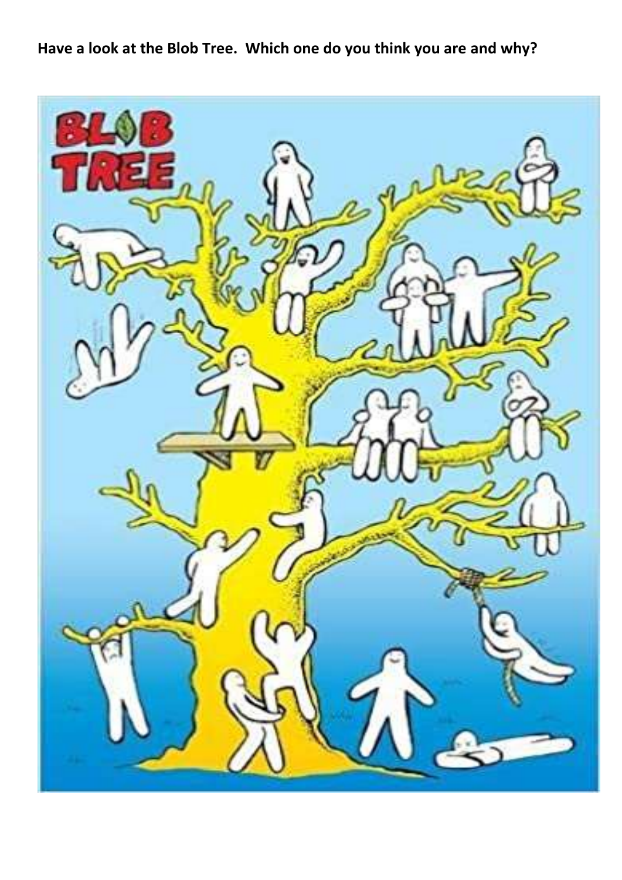**Have a look at the Blob Tree. Which one do you think you are and why?**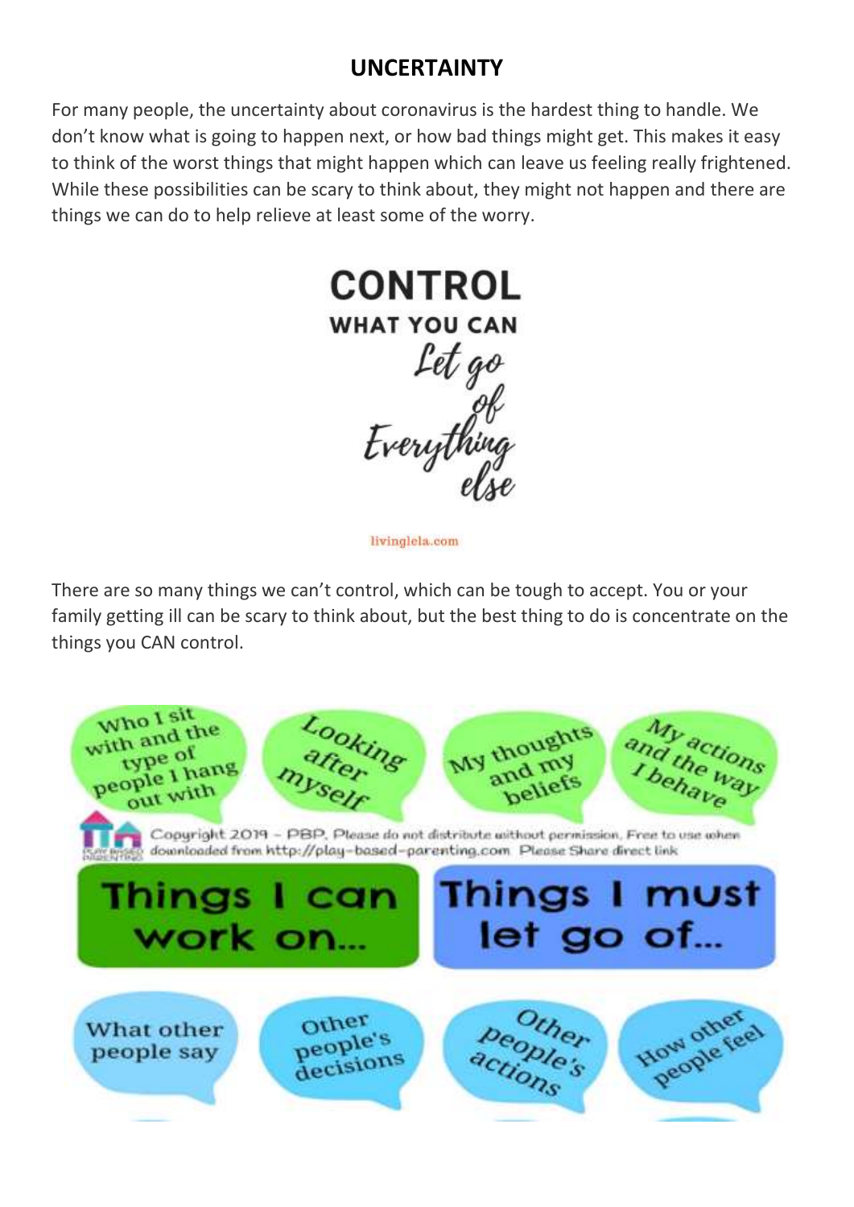## UNCERTAINTY

For many people, the uncertainty about coronavirus is the hardest thing to handle. We don't know what is going to happen next, or how bad things might get. This makes it easy to think of the worst things that might happen which can leave us feeling really frightened. While these possibilities can be scary to think about, they might not happen and there are things we can do to help relieve at least some of the worry.

**CONTROL WHAT YOU CAN**
*Let go of Everything else*

livinglela.com

There are so many things we can't control, which can be tough to accept. You or your family getting ill can be scary to think about, but the best thing to do is concentrate on the things you CAN control.

**Things I can work on...**

- Who I sit with and the type of people I hang out with
- Looking after myself
- My thoughts and my beliefs
- My actions and the way I behave

**Things I must let go of...**

- What other people say
- Other people's decisions
- Other people's actions
- How other people feel

Copyright 2019 – PBP. Please do not distribute without permission. Free to use when downloaded from http://play-based-parenting.com Please Share direct link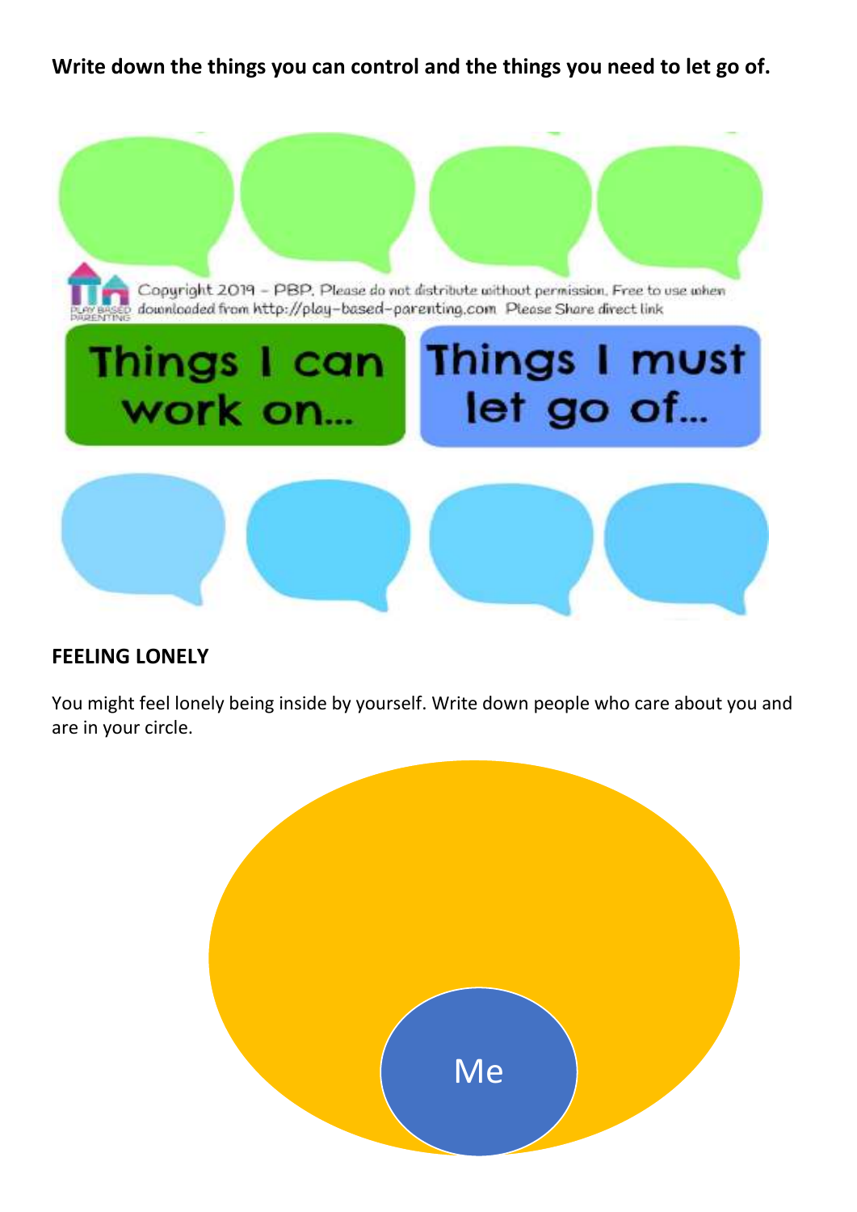**Write down the things you can control and the things you need to let go of.**

Copyright 2019 – PBP. Please do not distribute without permission. Free to use when downloaded from http://play-based-parenting.com Please Share direct link

Things I can work on…

Things I must let go of…

**FEELING LONELY**

You might feel lonely being inside by yourself. Write down people who care about you and are in your circle.

Me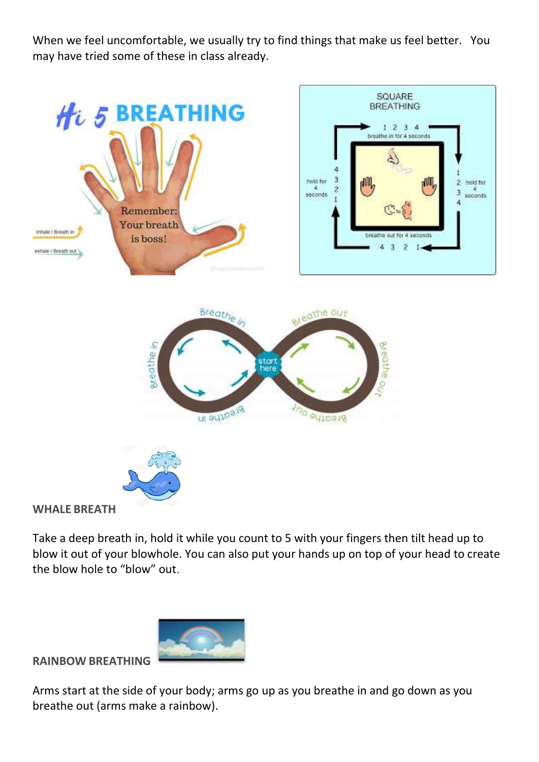When we feel uncomfortable, we usually try to find things that make us feel better. You may have tried some of these in class already.

**WHALE BREATH**

Take a deep breath in, hold it while you count to 5 with your fingers then tilt head up to blow it out of your blowhole. You can also put your hands up on top of your head to create the blow hole to "blow" out.

**RAINBOW BREATHING**

Arms start at the side of your body; arms go up as you breathe in and go down as you breathe out (arms make a rainbow).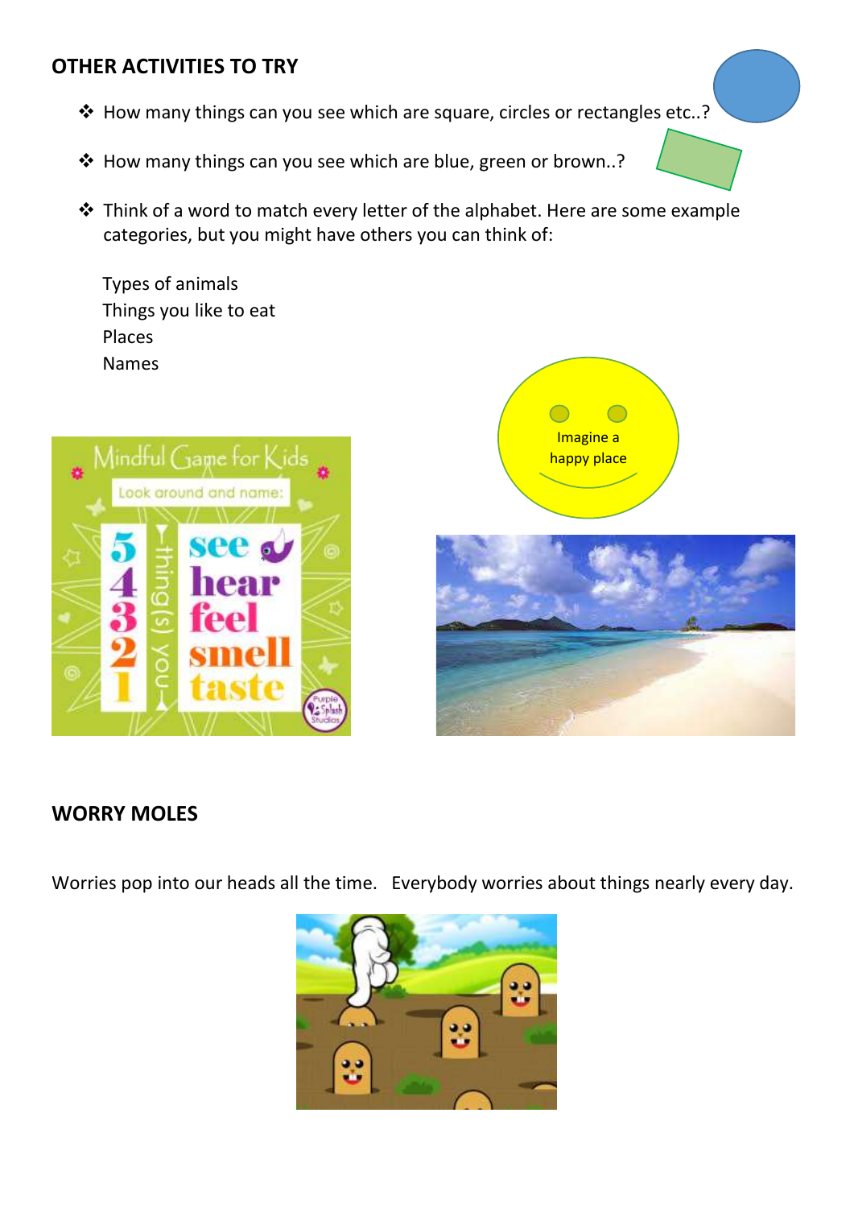## OTHER ACTIVITIES TO TRY

- How many things can you see which are square, circles or rectangles etc..?
- How many things can you see which are blue, green or brown..?
- Think of a word to match every letter of the alphabet. Here are some example categories, but you might have others you can think of:

  Types of animals
  Things you like to eat
  Places
  Names

Imagine a happy place

## WORRY MOLES

Worries pop into our heads all the time. Everybody worries about things nearly every day.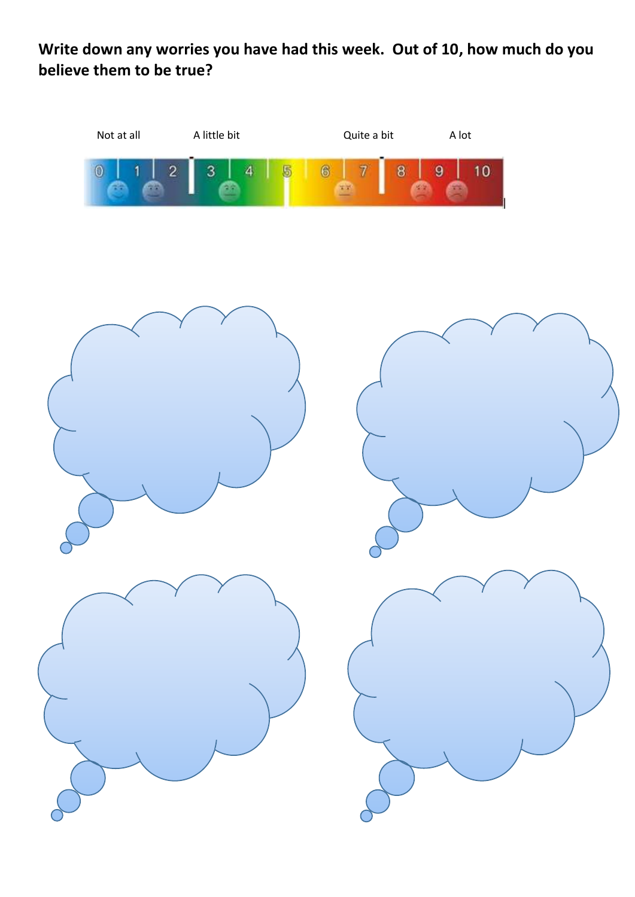**Write down any worries you have had this week. Out of 10, how much do you believe them to be true?**

Not at all A little bit Quite a bit A lot

0 1 2 3 4 5 6 7 8 9 10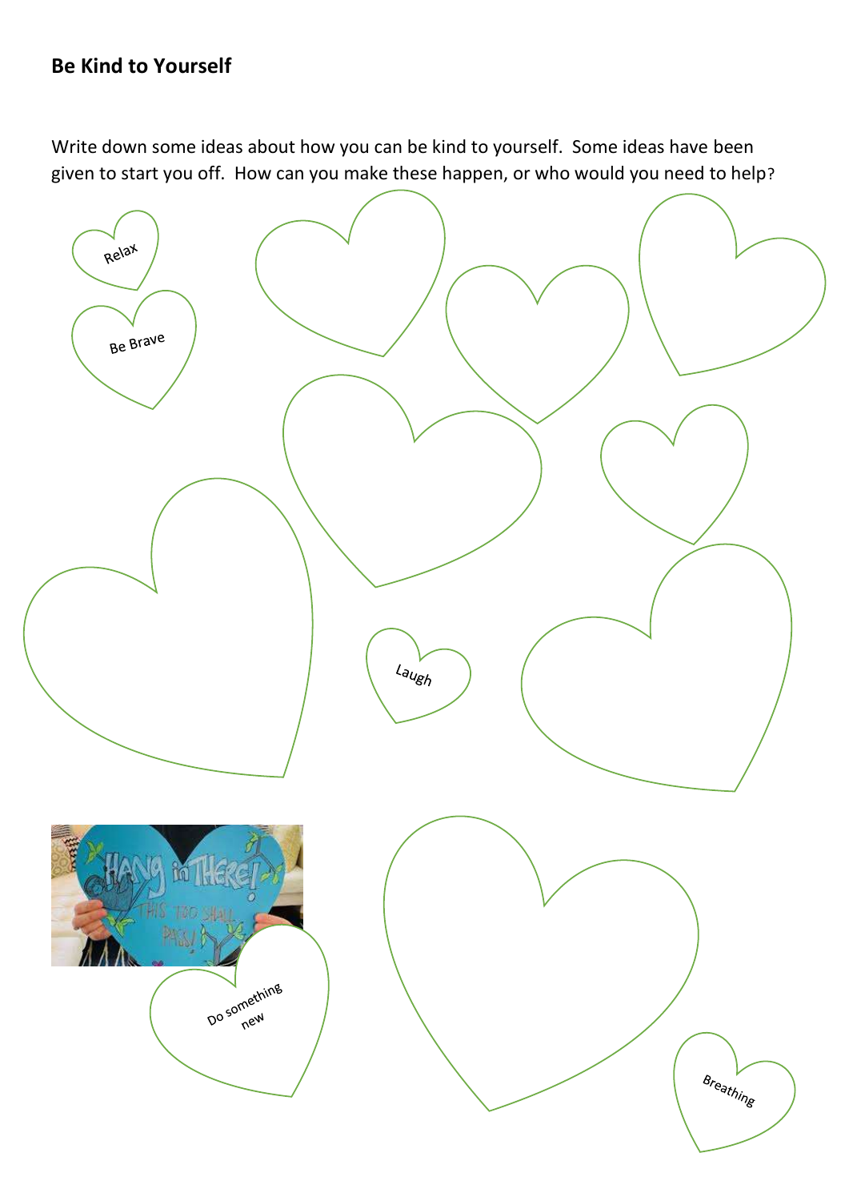## Be Kind to Yourself

Write down some ideas about how you can be kind to yourself. Some ideas have been given to start you off. How can you make these happen, or who would you need to help?

Relax

Be Brave

Laugh

Do something new

Breathing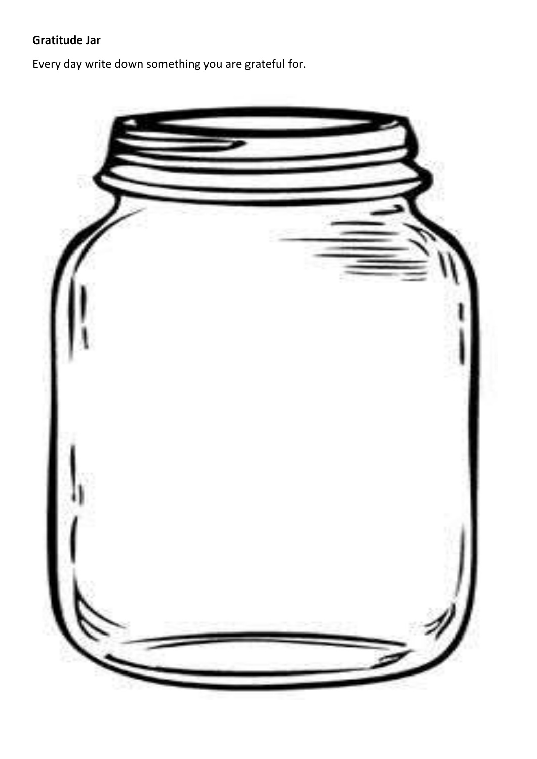**Gratitude Jar**

Every day write down something you are grateful for.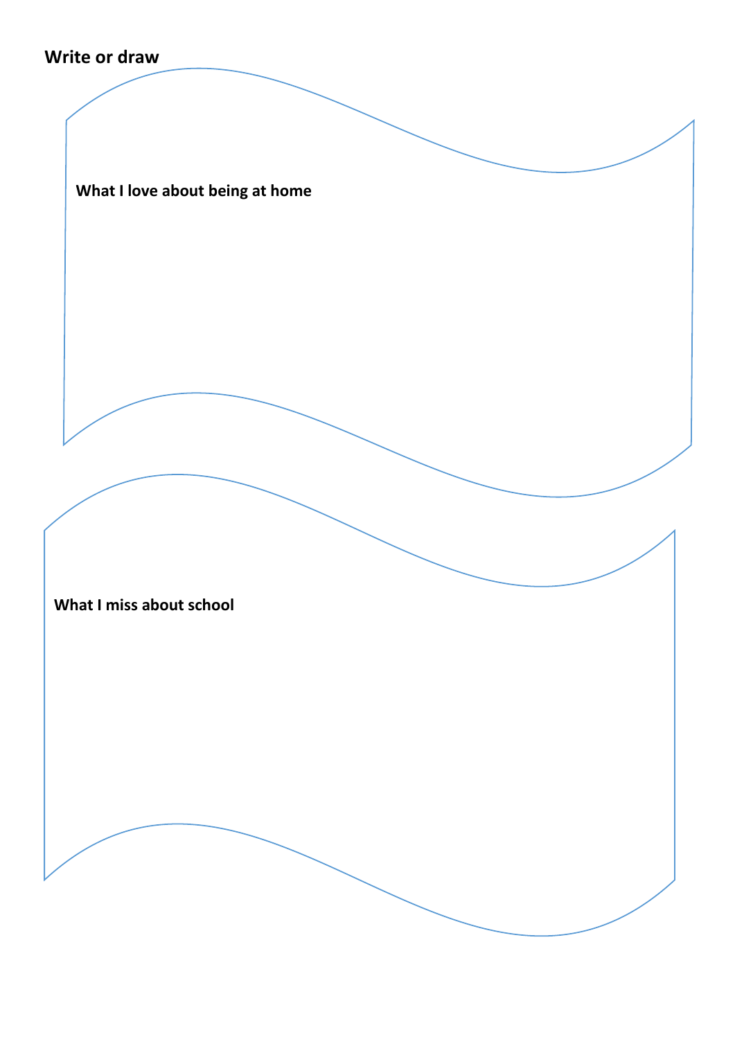**Write or draw**

**What I love about being at home**

**What I miss about school**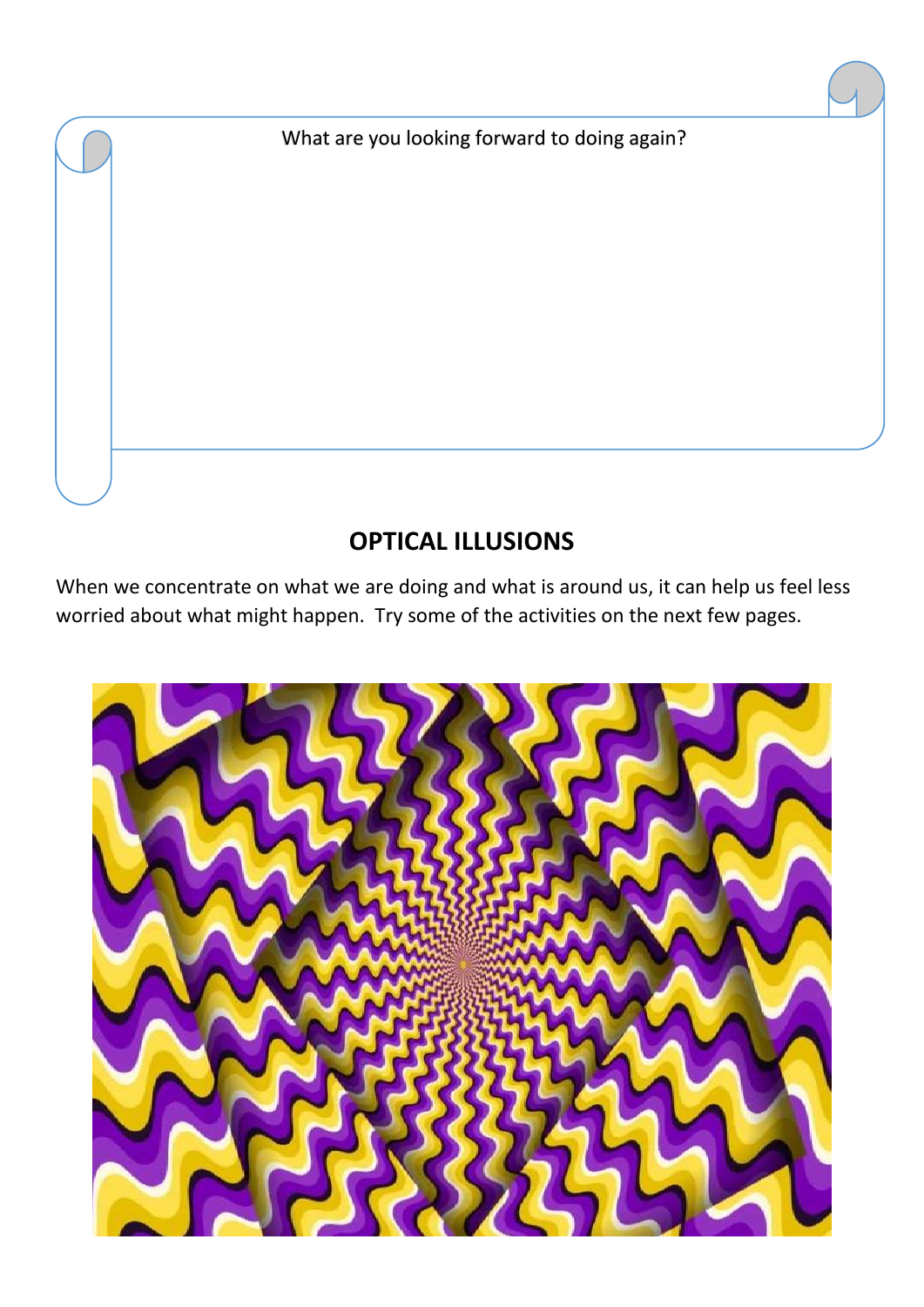What are you looking forward to doing again?

## OPTICAL ILLUSIONS

When we concentrate on what we are doing and what is around us, it can help us feel less worried about what might happen. Try some of the activities on the next few pages.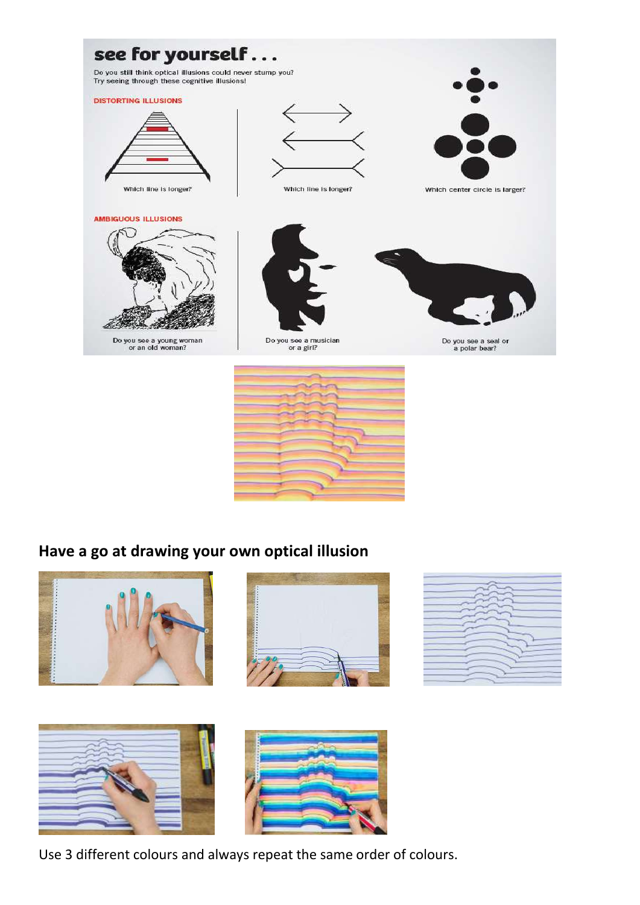## see for yourself . . .

Do you still think optical illusions could never stump you?
Try seeing through these cognitive illusions!

DISTORTING ILLUSIONS

Which line is longer?

Which line is longer?

Which center circle is larger?

AMBIGUOUS ILLUSIONS

Do you see a young woman or an old woman?

Do you see a musician or a girl?

Do you see a seal or a polar bear?

## Have a go at drawing your own optical illusion

Use 3 different colours and always repeat the same order of colours.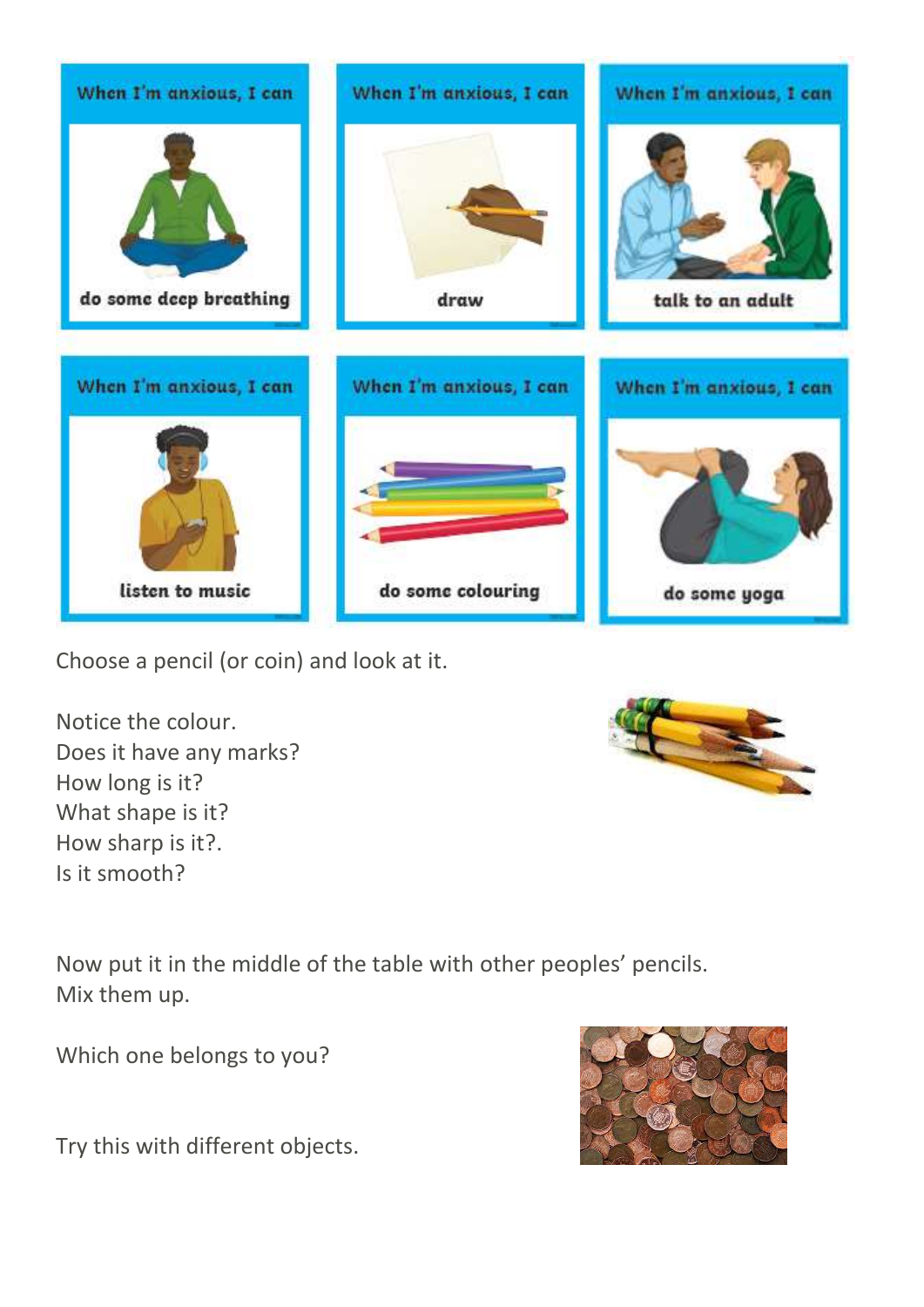When I'm anxious, I can

do some deep breathing

When I'm anxious, I can

draw

When I'm anxious, I can

talk to an adult

When I'm anxious, I can

listen to music

When I'm anxious, I can

do some colouring

When I'm anxious, I can

do some yoga

Choose a pencil (or coin) and look at it.

Notice the colour.
Does it have any marks?
How long is it?
What shape is it?
How sharp is it?.
Is it smooth?

Now put it in the middle of the table with other peoples' pencils.
Mix them up.

Which one belongs to you?

Try this with different objects.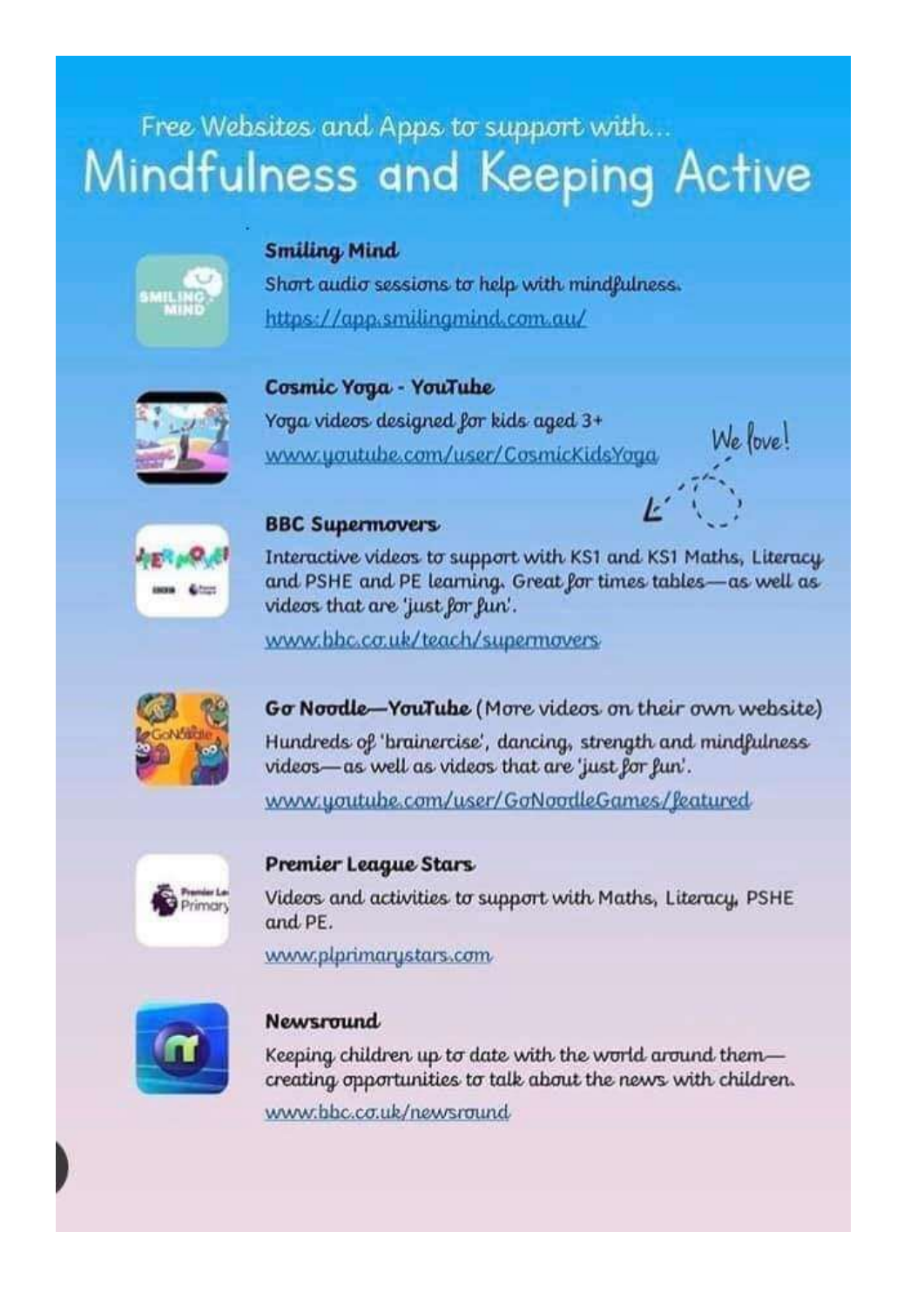Free Websites and Apps to support with...

# Mindfulness and Keeping Active

### Smiling Mind

Short audio sessions to help with mindfulness.

https://app.smilingmind.com.au/

### Cosmic Yoga - YouTube

Yoga videos designed for kids aged 3+

www.youtube.com/user/CosmicKidsYoga

We love!

### BBC Supermovers

Interactive videos to support with KS1 and KS1 Maths, Literacy and PSHE and PE learning. Great for times tables—as well as videos that are 'just for fun'.

www.bbc.co.uk/teach/supermovers

### Go Noodle—YouTube (More videos on their own website)

Hundreds of 'brainercise', dancing, strength and mindfulness videos—as well as videos that are 'just for fun'.

www.youtube.com/user/GoNoodleGames/featured

### Premier League Stars

Videos and activities to support with Maths, Literacy, PSHE and PE.

www.plprimarystars.com

### Newsround

Keeping children up to date with the world around them—creating opportunities to talk about the news with children.

www.bbc.co.uk/newsround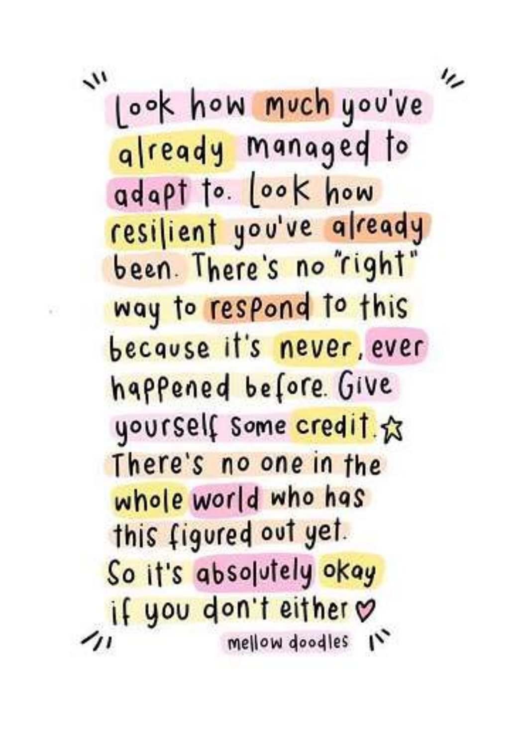Look how much you've already managed to adapt to. Look how resilient you've already been. There's no "right" way to respond to this because it's never, ever happened before. Give yourself some credit. ☆ There's no one in the whole world who has this figured out yet. So it's absolutely okay if you don't either ♡

mellow doodles